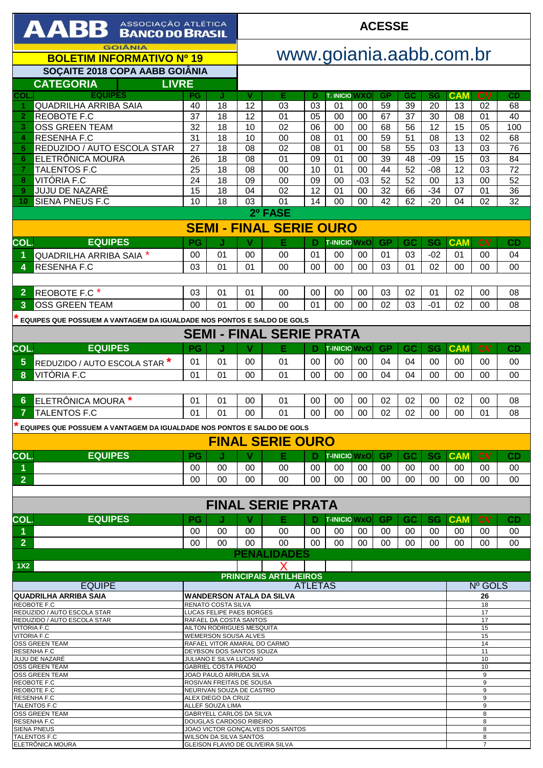# AABB ASSOCIAÇÃO ATLÉTICA BANCO DO BRASIL GOIÂNIA

**ACESSE**

www.goiania.aabb.com.br

## BOLETIM INFORMATIVO Nº 19

**SOÇAITE 2018 COPA AABB GOIÂNIA**

**CATEGORIA LIVRE**

| COL. | EQUIPES | PG | J | V | E | D | T. INICIO | WXO | GP | GC | SG | CAM | CV | CD |
|---|---|---|---|---|---|---|---|---|---|---|---|---|---|---|
| 1 | QUADRILHA ARRIBA SAIA | 40 | 18 | 12 | 03 | 03 | 01 | 00 | 59 | 39 | 20 | 13 | 02 | 68 |
| 2 | REOBOTE F.C | 37 | 18 | 12 | 01 | 05 | 00 | 00 | 67 | 37 | 30 | 08 | 01 | 40 |
| 3 | OSS GREEN TEAM | 32 | 18 | 10 | 02 | 06 | 00 | 00 | 68 | 56 | 12 | 15 | 05 | 100 |
| 4 | RESENHA F.C | 31 | 18 | 10 | 00 | 08 | 01 | 00 | 59 | 51 | 08 | 13 | 02 | 68 |
| 5 | REDUZIDO / AUTO ESCOLA STAR | 27 | 18 | 08 | 02 | 08 | 01 | 00 | 58 | 55 | 03 | 13 | 03 | 76 |
| 6 | ELETRÔNICA MOURA | 26 | 18 | 08 | 01 | 09 | 01 | 00 | 39 | 48 | -09 | 15 | 03 | 84 |
| 7 | TALENTOS F.C | 25 | 18 | 08 | 00 | 10 | 01 | 00 | 44 | 52 | -08 | 12 | 03 | 72 |
| 8 | VITÓRIA F.C | 24 | 18 | 09 | 00 | 09 | 00 | -03 | 52 | 52 | 00 | 13 | 00 | 52 |
| 9 | JUJU DE NAZARÉ | 15 | 18 | 04 | 02 | 12 | 01 | 00 | 32 | 66 | -34 | 07 | 01 | 36 |
| 10 | SIENA PNEUS F.C | 10 | 18 | 03 | 01 | 14 | 00 | 00 | 42 | 62 | -20 | 04 | 02 | 32 |

## 2º FASE

## SEMI - FINAL SERIE OURO

| COL. | EQUIPES | PG | J | V | E | D | T-INICIO | WxO | GP | GC | SG | CAM | CV | CD |
|---|---|---|---|---|---|---|---|---|---|---|---|---|---|---|
| 1 | QUADRILHA ARRIBA SAIA * | 00 | 01 | 00 | 00 | 01 | 00 | 00 | 01 | 03 | -02 | 01 | 00 | 04 |
| 4 | RESENHA F.C | 03 | 01 | 01 | 00 | 00 | 00 | 00 | 03 | 01 | 02 | 00 | 00 | 00 |
| | | | | | | | | | | | | | | |
| 2 | REOBOTE F.C * | 03 | 01 | 01 | 00 | 00 | 00 | 00 | 03 | 02 | 01 | 02 | 00 | 08 |
| 3 | OSS GREEN TEAM | 00 | 01 | 00 | 00 | 01 | 00 | 00 | 02 | 03 | -01 | 02 | 00 | 08 |

* EQUIPES QUE POSSUEM A VANTAGEM DA IGUALDADE NOS PONTOS E SALDO DE GOLS

## SEMI - FINAL SERIE PRATA

| COL. | EQUIPES | PG | J | V | E | D | T-INICIO | WxO | GP | GC | SG | CAM | CV | CD |
|---|---|---|---|---|---|---|---|---|---|---|---|---|---|---|
| 5 | REDUZIDO / AUTO ESCOLA STAR * | 01 | 01 | 00 | 01 | 00 | 00 | 00 | 04 | 04 | 00 | 00 | 00 | 00 |
| 8 | VITÓRIA F.C | 01 | 01 | 00 | 01 | 00 | 00 | 00 | 04 | 04 | 00 | 00 | 00 | 00 |
| | | | | | | | | | | | | | | |
| 6 | ELETRÔNICA MOURA * | 01 | 01 | 00 | 01 | 00 | 00 | 00 | 02 | 02 | 00 | 02 | 00 | 08 |
| 7 | TALENTOS F.C | 01 | 01 | 00 | 01 | 00 | 00 | 00 | 02 | 02 | 00 | 00 | 01 | 08 |

* EQUIPES QUE POSSUEM A VANTAGEM DA IGUALDADE NOS PONTOS E SALDO DE GOLS

## FINAL SERIE OURO

| COL. | EQUIPES | PG | J | V | E | D | T-INICIO | WxO | GP | GC | SG | CAM | CV | CD |
|---|---|---|---|---|---|---|---|---|---|---|---|---|---|---|
| 1 | | 00 | 00 | 00 | 00 | 00 | 00 | 00 | 00 | 00 | 00 | 00 | 00 | 00 |
| 2 | | 00 | 00 | 00 | 00 | 00 | 00 | 00 | 00 | 00 | 00 | 00 | 00 | 00 |

## FINAL SERIE PRATA

| COL. | EQUIPES | PG | J | V | E | D | T-INICIO | WxO | GP | GC | SG | CAM | CV | CD |
|---|---|---|---|---|---|---|---|---|---|---|---|---|---|---|
| 1 | | 00 | 00 | 00 | 00 | 00 | 00 | 00 | 00 | 00 | 00 | 00 | 00 | 00 |
| 2 | | 00 | 00 | 00 | 00 | 00 | 00 | 00 | 00 | 00 | 00 | 00 | 00 | 00 |

## PENALIDADES

| 1X2 | | | X | | |
|---|---|---|---|---|---|

## PRINCIPAIS ARTILHEIROS

| EQUIPE | ATLETAS | Nº GOLS |
|---|---|---|
| **QUADRILHA ARRIBA SAIA** | **WANDERSON ATALA DA SILVA** | **26** |
| REOBOTE F.C | RENATO COSTA SILVA | 18 |
| REDUZIDO / AUTO ESCOLA STAR | LUCAS FELIPE PAES BORGES | 17 |
| REDUZIDO / AUTO ESCOLA STAR | RAFAEL DA COSTA SANTOS | 17 |
| VITORIA F.C | AILTON RODRIGUES MESQUITA | 15 |
| VITORIA F.C | WEMERSON SOUSA ALVES | 15 |
| OSS GREEN TEAM | RAFAEL VITOR AMARAL DO CARMO | 14 |
| RESENHA F.C | DEYBSON DOS SANTOS SOUZA | 11 |
| JUJU DE NAZARÉ | JULIANO E SILVA LUCIANO | 10 |
| OSS GREEN TEAM | GABRIEL COSTA PRADO | 10 |
| OSS GREEN TEAM | JOAO PAULO ARRUDA SILVA | 9 |
| REOBOTE F.C | ROSIVAN FREITAS DE SOUSA | 9 |
| REOBOTE F.C | NEURIVAN SOUZA DE CASTRO | 9 |
| RESENHA F.C | ALEX DIEGO DA CRUZ | 9 |
| TALENTOS F.C | ALLEF SOUZA LIMA | 9 |
| OSS GREEN TEAM | GABRYELL CARLOS DA SILVA | 8 |
| RESENHA F.C | DOUGLAS CARDOSO RIBEIRO | 8 |
| SIENA PNEUS | JOAO VICTOR GONÇALVES DOS SANTOS | 8 |
| TALENTOS F.C | WILSON DA SILVA SANTOS | 8 |
| ELETRÔNICA MOURA | GLEISON FLAVIO DE OLIVEIRA SILVA | 7 |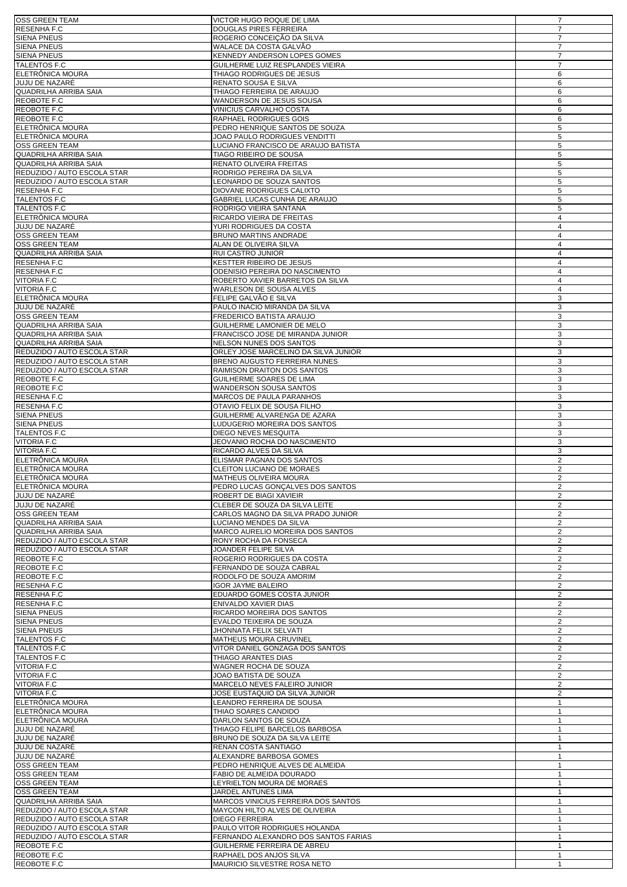| | | |
|---|---|---|
| OSS GREEN TEAM | VICTOR HUGO ROQUE DE LIMA | 7 |
| RESENHA F.C | DOUGLAS PIRES FERREIRA | 7 |
| SIENA PNEUS | ROGERIO CONCEIÇÃO DA SILVA | 7 |
| SIENA PNEUS | WALACE DA COSTA GALVÃO | 7 |
| SIENA PNEUS | KENNEDY ANDERSON LOPES GOMES | 7 |
| TALENTOS F.C | GUILHERME LUIZ RESPLANDES VIEIRA | 7 |
| ELETRÔNICA MOURA | THIAGO RODRIGUES DE JESUS | 6 |
| JUJU DE NAZARÉ | RENATO SOUSA E SILVA | 6 |
| QUADRILHA ARRIBA SAIA | THIAGO FERREIRA DE ARAUJO | 6 |
| REOBOTE F.C | WANDERSON DE JESUS SOUSA | 6 |
| REOBOTE F.C | VINICIUS CARVALHO COSTA | 6 |
| REOBOTE F.C | RAPHAEL RODRIGUES GOIS | 6 |
| ELETRÔNICA MOURA | PEDRO HENRIQUE SANTOS DE SOUZA | 5 |
| ELETRÔNICA MOURA | JOAO PAULO RODRIGUES VENDITTI | 5 |
| OSS GREEN TEAM | LUCIANO FRANCISCO DE ARAUJO BATISTA | 5 |
| QUADRILHA ARRIBA SAIA | TIAGO RIBEIRO DE SOUSA | 5 |
| QUADRILHA ARRIBA SAIA | RENATO OLIVEIRA FREITAS | 5 |
| REDUZIDO / AUTO ESCOLA STAR | RODRIGO PEREIRA DA SILVA | 5 |
| REDUZIDO / AUTO ESCOLA STAR | LEONARDO DE SOUZA SANTOS | 5 |
| RESENHA F.C | DIOVANE RODRIGUES CALIXTO | 5 |
| TALENTOS F.C | GABRIEL LUCAS CUNHA DE ARAUJO | 5 |
| TALENTOS F.C | RODRIGO VIEIRA SANTANA | 5 |
| ELETRÔNICA MOURA | RICARDO VIEIRA DE FREITAS | 4 |
| JUJU DE NAZARÉ | YURI RODRIGUES DA COSTA | 4 |
| OSS GREEN TEAM | BRUNO MARTINS ANDRADE | 4 |
| OSS GREEN TEAM | ALAN DE OLIVEIRA SILVA | 4 |
| QUADRILHA ARRIBA SAIA | RUI CASTRO JUNIOR | 4 |
| RESENHA F.C | KESTTER RIBEIRO DE JESUS | 4 |
| RESENHA F.C | ODENISIO PEREIRA DO NASCIMENTO | 4 |
| VITORIA F.C | ROBERTO XAVIER BARRETOS DA SILVA | 4 |
| VITORIA F.C | WARLESON DE SOUSA ALVES | 4 |
| ELETRÔNICA MOURA | FELIPE GALVÃO E SILVA | 3 |
| JUJU DE NAZARÉ | PAULO INACIO MIRANDA DA SILVA | 3 |
| OSS GREEN TEAM | FREDERICO BATISTA ARAUJO | 3 |
| QUADRILHA ARRIBA SAIA | GUILHERME LAMONIER DE MELO | 3 |
| QUADRILHA ARRIBA SAIA | FRANCISCO JOSE DE MIRANDA JUNIOR | 3 |
| QUADRILHA ARRIBA SAIA | NELSON NUNES DOS SANTOS | 3 |
| REDUZIDO / AUTO ESCOLA STAR | ORLEY JOSE MARCELINO DA SILVA JUNIOR | 3 |
| REDUZIDO / AUTO ESCOLA STAR | BRENO AUGUSTO FERREIRA NUNES | 3 |
| REDUZIDO / AUTO ESCOLA STAR | RAIMISON DRAITON DOS SANTOS | 3 |
| REOBOTE F.C | GUILHERME SOARES DE LIMA | 3 |
| REOBOTE F.C | WANDERSON SOUSA SANTOS | 3 |
| RESENHA F.C | MARCOS DE PAULA PARANHOS | 3 |
| RESENHA F.C | OTAVIO FELIX DE SOUSA FILHO | 3 |
| SIENA PNEUS | GUILHERME ALVARENGA DE AZARA | 3 |
| SIENA PNEUS | LUDUGERIO MOREIRA DOS SANTOS | 3 |
| TALENTOS F.C | DIEGO NEVES MESQUITA | 3 |
| VITORIA F.C | JEOVANIO ROCHA DO NASCIMENTO | 3 |
| VITORIA F.C | RICARDO ALVES DA SILVA | 3 |
| ELETRÔNICA MOURA | ELISMAR PAGNAN DOS SANTOS | 2 |
| ELETRÔNICA MOURA | CLEITON LUCIANO DE MORAES | 2 |
| ELETRÔNICA MOURA | MATHEUS OLIVEIRA MOURA | 2 |
| ELETRÔNICA MOURA | PEDRO LUCAS GONÇALVES DOS SANTOS | 2 |
| JUJU DE NAZARÉ | ROBERT DE BIAGI XAVIEIR | 2 |
| JUJU DE NAZARÉ | CLEBER DE SOUZA DA SILVA LEITE | 2 |
| OSS GREEN TEAM | CARLOS MAGNO DA SILVA PRADO JUNIOR | 2 |
| QUADRILHA ARRIBA SAIA | LUCIANO MENDES DA SILVA | 2 |
| QUADRILHA ARRIBA SAIA | MARCO AURELIO MOREIRA DOS SANTOS | 2 |
| REDUZIDO / AUTO ESCOLA STAR | RONY ROCHA DA FONSECA | 2 |
| REDUZIDO / AUTO ESCOLA STAR | JOANDER FELIPE SILVA | 2 |
| REOBOTE F.C | ROGERIO RODRIGUES DA COSTA | 2 |
| REOBOTE F.C | FERNANDO DE SOUZA CABRAL | 2 |
| REOBOTE F.C | RODOLFO DE SOUZA AMORIM | 2 |
| RESENHA F.C | IGOR JAYME BALEIRO | 2 |
| RESENHA F.C | EDUARDO GOMES COSTA JUNIOR | 2 |
| RESENHA F.C | ENIVALDO XAVIER DIAS | 2 |
| SIENA PNEUS | RICARDO MOREIRA DOS SANTOS | 2 |
| SIENA PNEUS | EVALDO TEIXEIRA DE SOUZA | 2 |
| SIENA PNEUS | JHONNATA FELIX SELVATI | 2 |
| TALENTOS F.C | MATHEUS MOURA CRUVINEL | 2 |
| TALENTOS F.C | VITOR DANIEL GONZAGA DOS SANTOS | 2 |
| TALENTOS F.C | THIAGO ARANTES DIAS | 2 |
| VITORIA F.C | WAGNER ROCHA DE SOUZA | 2 |
| VITORIA F.C | JOAO BATISTA DE SOUZA | 2 |
| VITORIA F.C | MARCELO NEVES FALEIRO JUNIOR | 2 |
| VITORIA F.C | JOSE EUSTAQUIO DA SILVA JUNIOR | 2 |
| ELETRÔNICA MOURA | LEANDRO FERREIRA DE SOUSA | 1 |
| ELETRÔNICA MOURA | THIAO SOARES CANDIDO | 1 |
| ELETRÔNICA MOURA | DARLON SANTOS DE SOUZA | 1 |
| JUJU DE NAZARÉ | THIAGO FELIPE BARCELOS BARBOSA | 1 |
| JUJU DE NAZARÉ | BRUNO DE SOUZA DA SILVA LEITE | 1 |
| JUJU DE NAZARÉ | RENAN COSTA SANTIAGO | 1 |
| JUJU DE NAZARÉ | ALEXANDRE BARBOSA GOMES | 1 |
| OSS GREEN TEAM | PEDRO HENRIQUE ALVES DE ALMEIDA | 1 |
| OSS GREEN TEAM | FABIO DE ALMEIDA DOURADO | 1 |
| OSS GREEN TEAM | LEYRIELTON MOURA DE MORAES | 1 |
| OSS GREEN TEAM | JARDEL ANTUNES LIMA | 1 |
| QUADRILHA ARRIBA SAIA | MARCOS VINICIUS FERREIRA DOS SANTOS | 1 |
| REDUZIDO / AUTO ESCOLA STAR | MAYCON HILTO ALVES DE OLIVEIRA | 1 |
| REDUZIDO / AUTO ESCOLA STAR | DIEGO FERREIRA | 1 |
| REDUZIDO / AUTO ESCOLA STAR | PAULO VITOR RODRIGUES HOLANDA | 1 |
| REDUZIDO / AUTO ESCOLA STAR | FERNANDO ALEXANDRO DOS SANTOS FARIAS | 1 |
| REOBOTE F.C | GUILHERME FERREIRA DE ABREU | 1 |
| REOBOTE F.C | RAPHAEL DOS ANJOS SILVA | 1 |
| REOBOTE F.C | MAURICIO SILVESTRE ROSA NETO | 1 |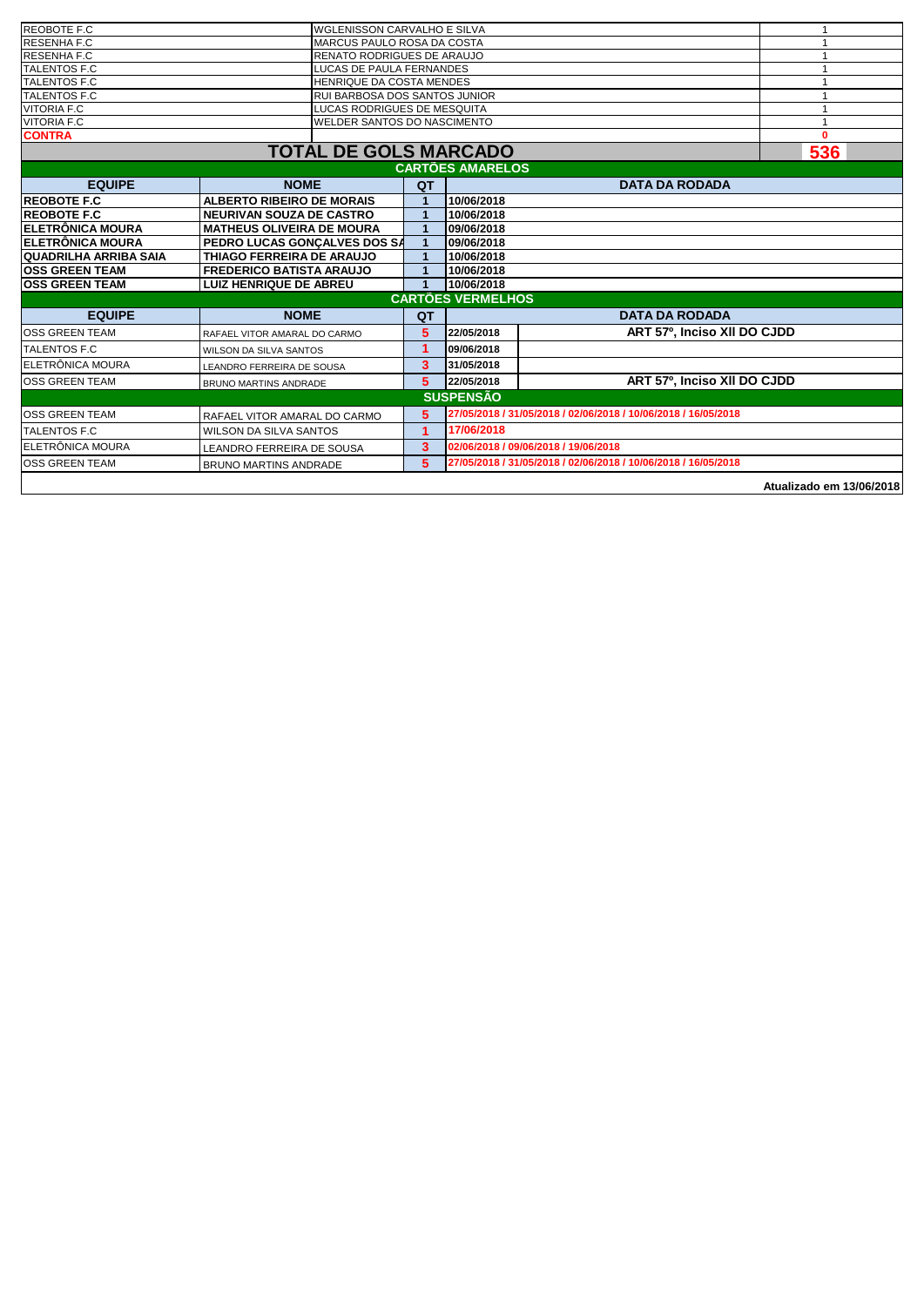| | | |
|---|---|---|
| REOBOTE F.C | WGLENISSON CARVALHO E SILVA | 1 |
| RESENHA F.C | MARCUS PAULO ROSA DA COSTA | 1 |
| RESENHA F.C | RENATO RODRIGUES DE ARAUJO | 1 |
| TALENTOS F.C | LUCAS DE PAULA FERNANDES | 1 |
| TALENTOS F.C | HENRIQUE DA COSTA MENDES | 1 |
| TALENTOS F.C | RUI BARBOSA DOS SANTOS JUNIOR | 1 |
| VITORIA F.C | LUCAS RODRIGUES DE MESQUITA | 1 |
| VITORIA F.C | WELDER SANTOS DO NASCIMENTO | 1 |
| **CONTRA** | | **0** |
| **TOTAL DE GOLS MARCADO** | | **536** |

## CARTÕES AMARELOS

| EQUIPE | NOME | QT | DATA DA RODADA |
|---|---|---|---|
| **REOBOTE F.C** | **ALBERTO RIBEIRO DE MORAIS** | **1** | **10/06/2018** |
| **REOBOTE F.C** | **NEURIVAN SOUZA DE CASTRO** | **1** | **10/06/2018** |
| **ELETRÔNICA MOURA** | **MATHEUS OLIVEIRA DE MOURA** | **1** | **09/06/2018** |
| **ELETRÔNICA MOURA** | **PEDRO LUCAS GONÇALVES DOS SA** | **1** | **09/06/2018** |
| **QUADRILHA ARRIBA SAIA** | **THIAGO FERREIRA DE ARAUJO** | **1** | **10/06/2018** |
| **OSS GREEN TEAM** | **FREDERICO BATISTA ARAUJO** | **1** | **10/06/2018** |
| **OSS GREEN TEAM** | **LUIZ HENRIQUE DE ABREU** | **1** | **10/06/2018** |

## CARTÕES VERMELHOS

| EQUIPE | NOME | QT | DATA DA RODADA | |
|---|---|---|---|---|
| OSS GREEN TEAM | RAFAEL VITOR AMARAL DO CARMO | **5** | **22/05/2018** | **ART 57º, Inciso XII DO CJDD** |
| TALENTOS F.C | WILSON DA SILVA SANTOS | **1** | **09/06/2018** | |
| ELETRÔNICA MOURA | LEANDRO FERREIRA DE SOUSA | **3** | **31/05/2018** | |
| OSS GREEN TEAM | BRUNO MARTINS ANDRADE | **5** | **22/05/2018** | **ART 57º, Inciso XII DO CJDD** |

## SUSPENSÃO

| | | | |
|---|---|---|---|
| OSS GREEN TEAM | RAFAEL VITOR AMARAL DO CARMO | **5** | **27/05/2018 / 31/05/2018 / 02/06/2018 / 10/06/2018 / 16/05/2018** |
| TALENTOS F.C | WILSON DA SILVA SANTOS | **1** | **17/06/2018** |
| ELETRÔNICA MOURA | LEANDRO FERREIRA DE SOUSA | **3** | **02/06/2018 / 09/06/2018 / 19/06/2018** |
| OSS GREEN TEAM | BRUNO MARTINS ANDRADE | **5** | **27/05/2018 / 31/05/2018 / 02/06/2018 / 10/06/2018 / 16/05/2018** |

**Atualizado em 13/06/2018**